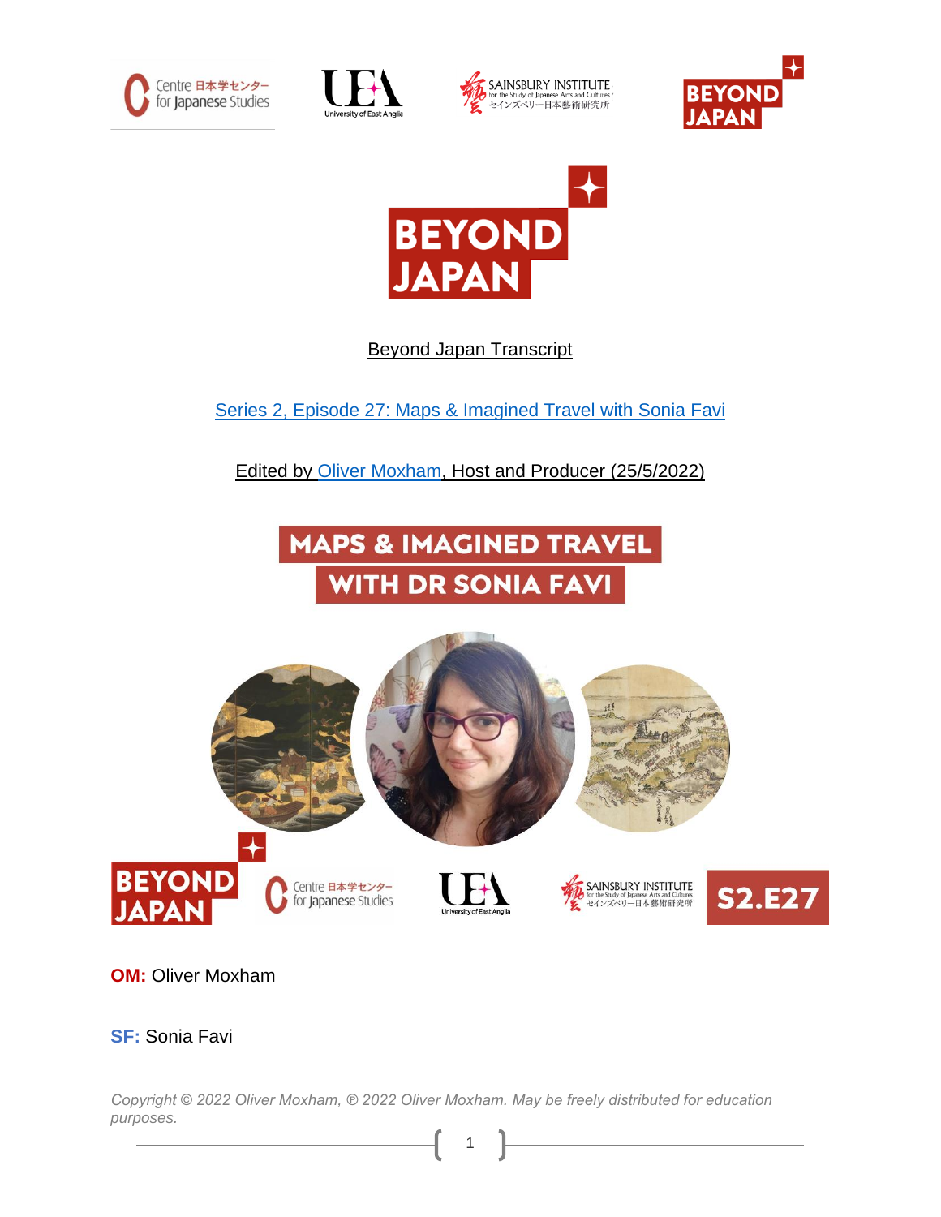# Beyond Japan Transcript

## Series 2, Episode 27: Maps & Imagined Travel with Sonia Favi

Edited by Oliver Moxham, Host and Producer (25/5/2022)

**MAPS & IMAGINED TRAVEL WITH DR SONIA FAVI**

**OM:** Oliver Moxham

**SF:** Sonia Favi

*Copyright © 2022 Oliver Moxham, ℗ 2022 Oliver Moxham. May be freely distributed for education purposes.*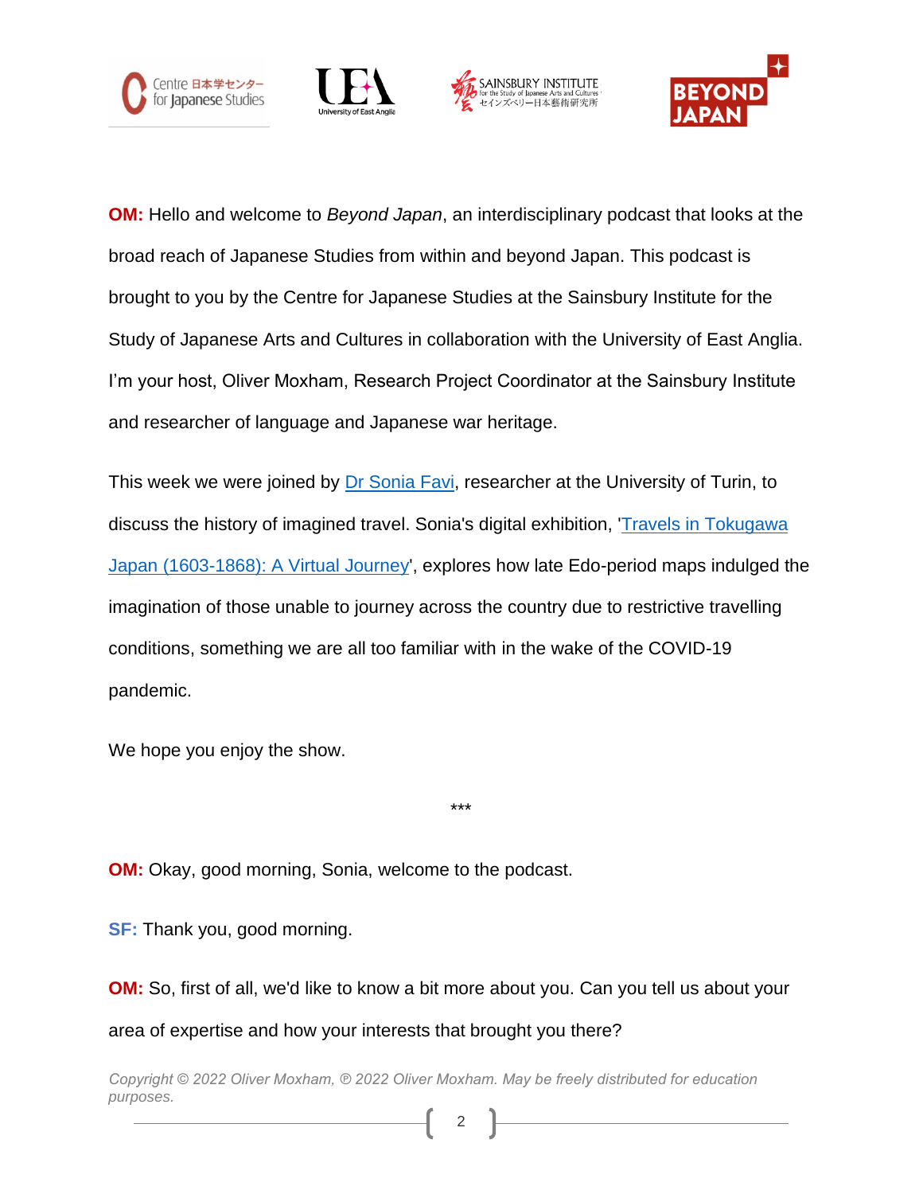**OM:** Hello and welcome to *Beyond Japan*, an interdisciplinary podcast that looks at the broad reach of Japanese Studies from within and beyond Japan. This podcast is brought to you by the Centre for Japanese Studies at the Sainsbury Institute for the Study of Japanese Arts and Cultures in collaboration with the University of East Anglia. I'm your host, Oliver Moxham, Research Project Coordinator at the Sainsbury Institute and researcher of language and Japanese war heritage.

This week we were joined by Dr Sonia Favi, researcher at the University of Turin, to discuss the history of imagined travel. Sonia's digital exhibition, 'Travels in Tokugawa Japan (1603-1868): A Virtual Journey', explores how late Edo-period maps indulged the imagination of those unable to journey across the country due to restrictive travelling conditions, something we are all too familiar with in the wake of the COVID-19 pandemic.

We hope you enjoy the show.

***

**OM:** Okay, good morning, Sonia, welcome to the podcast.

**SF:** Thank you, good morning.

**OM:** So, first of all, we'd like to know a bit more about you. Can you tell us about your area of expertise and how your interests that brought you there?

*Copyright © 2022 Oliver Moxham, ℗ 2022 Oliver Moxham. May be freely distributed for education purposes.*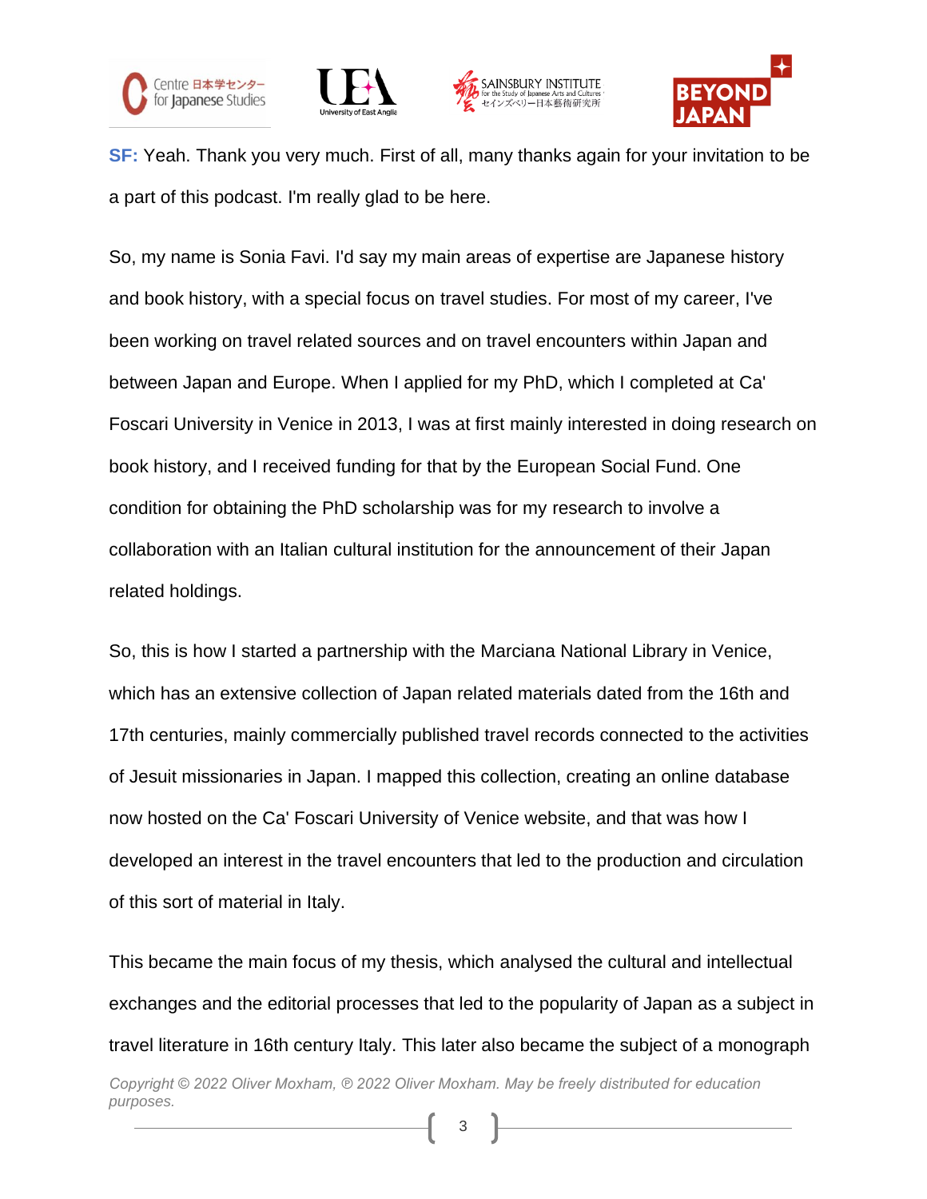**SF:** Yeah. Thank you very much. First of all, many thanks again for your invitation to be a part of this podcast. I'm really glad to be here.

So, my name is Sonia Favi. I'd say my main areas of expertise are Japanese history and book history, with a special focus on travel studies. For most of my career, I've been working on travel related sources and on travel encounters within Japan and between Japan and Europe. When I applied for my PhD, which I completed at Ca' Foscari University in Venice in 2013, I was at first mainly interested in doing research on book history, and I received funding for that by the European Social Fund. One condition for obtaining the PhD scholarship was for my research to involve a collaboration with an Italian cultural institution for the announcement of their Japan related holdings.

So, this is how I started a partnership with the Marciana National Library in Venice, which has an extensive collection of Japan related materials dated from the 16th and 17th centuries, mainly commercially published travel records connected to the activities of Jesuit missionaries in Japan. I mapped this collection, creating an online database now hosted on the Ca' Foscari University of Venice website, and that was how I developed an interest in the travel encounters that led to the production and circulation of this sort of material in Italy.

This became the main focus of my thesis, which analysed the cultural and intellectual exchanges and the editorial processes that led to the popularity of Japan as a subject in travel literature in 16th century Italy. This later also became the subject of a monograph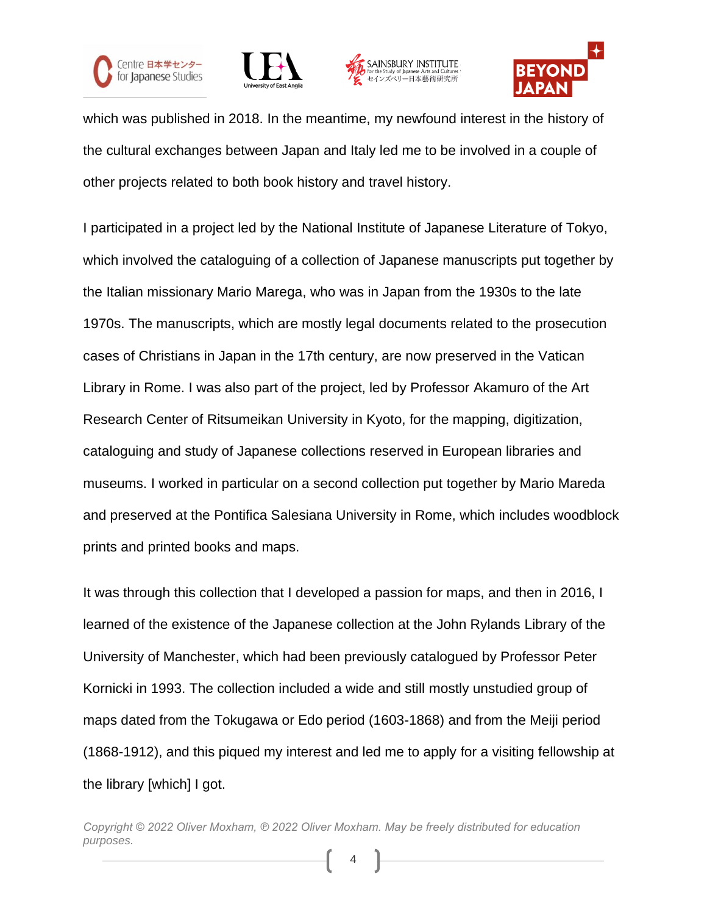which was published in 2018. In the meantime, my newfound interest in the history of the cultural exchanges between Japan and Italy led me to be involved in a couple of other projects related to both book history and travel history.

I participated in a project led by the National Institute of Japanese Literature of Tokyo, which involved the cataloguing of a collection of Japanese manuscripts put together by the Italian missionary Mario Marega, who was in Japan from the 1930s to the late 1970s. The manuscripts, which are mostly legal documents related to the prosecution cases of Christians in Japan in the 17th century, are now preserved in the Vatican Library in Rome. I was also part of the project, led by Professor Akamuro of the Art Research Center of Ritsumeikan University in Kyoto, for the mapping, digitization, cataloguing and study of Japanese collections reserved in European libraries and museums. I worked in particular on a second collection put together by Mario Mareda and preserved at the Pontifica Salesiana University in Rome, which includes woodblock prints and printed books and maps.

It was through this collection that I developed a passion for maps, and then in 2016, I learned of the existence of the Japanese collection at the John Rylands Library of the University of Manchester, which had been previously catalogued by Professor Peter Kornicki in 1993. The collection included a wide and still mostly unstudied group of maps dated from the Tokugawa or Edo period (1603-1868) and from the Meiji period (1868-1912), and this piqued my interest and led me to apply for a visiting fellowship at the library [which] I got.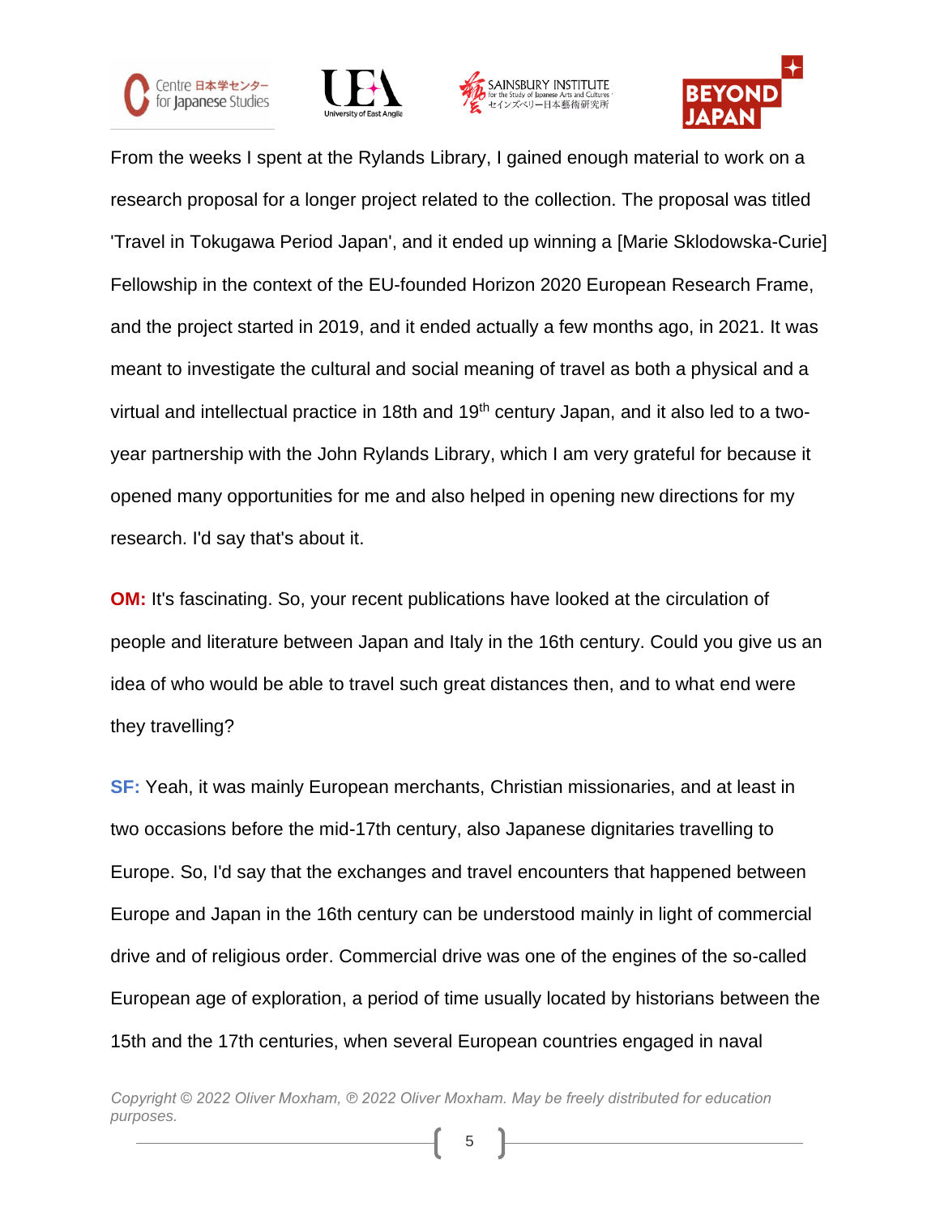From the weeks I spent at the Rylands Library, I gained enough material to work on a research proposal for a longer project related to the collection. The proposal was titled 'Travel in Tokugawa Period Japan', and it ended up winning a [Marie Sklodowska-Curie] Fellowship in the context of the EU-founded Horizon 2020 European Research Frame, and the project started in 2019, and it ended actually a few months ago, in 2021. It was meant to investigate the cultural and social meaning of travel as both a physical and a virtual and intellectual practice in 18th and 19th century Japan, and it also led to a two-year partnership with the John Rylands Library, which I am very grateful for because it opened many opportunities for me and also helped in opening new directions for my research. I'd say that's about it.

**OM:** It's fascinating. So, your recent publications have looked at the circulation of people and literature between Japan and Italy in the 16th century. Could you give us an idea of who would be able to travel such great distances then, and to what end were they travelling?

**SF:** Yeah, it was mainly European merchants, Christian missionaries, and at least in two occasions before the mid-17th century, also Japanese dignitaries travelling to Europe. So, I'd say that the exchanges and travel encounters that happened between Europe and Japan in the 16th century can be understood mainly in light of commercial drive and of religious order. Commercial drive was one of the engines of the so-called European age of exploration, a period of time usually located by historians between the 15th and the 17th centuries, when several European countries engaged in naval

*Copyright © 2022 Oliver Moxham, ℗ 2022 Oliver Moxham. May be freely distributed for education purposes.*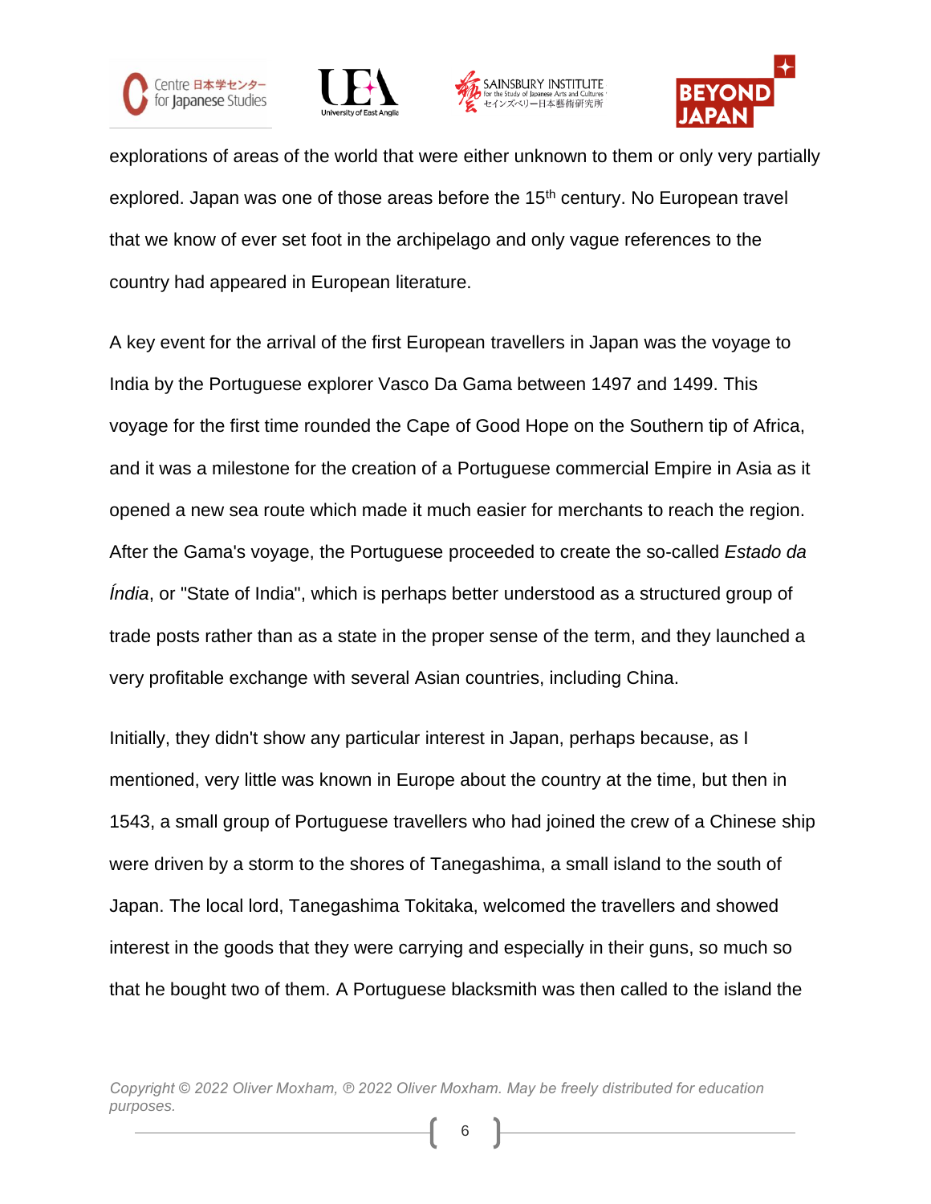explorations of areas of the world that were either unknown to them or only very partially explored. Japan was one of those areas before the 15th century. No European travel that we know of ever set foot in the archipelago and only vague references to the country had appeared in European literature.

A key event for the arrival of the first European travellers in Japan was the voyage to India by the Portuguese explorer Vasco Da Gama between 1497 and 1499. This voyage for the first time rounded the Cape of Good Hope on the Southern tip of Africa, and it was a milestone for the creation of a Portuguese commercial Empire in Asia as it opened a new sea route which made it much easier for merchants to reach the region. After the Gama's voyage, the Portuguese proceeded to create the so-called *Estado da Índia*, or "State of India", which is perhaps better understood as a structured group of trade posts rather than as a state in the proper sense of the term, and they launched a very profitable exchange with several Asian countries, including China.

Initially, they didn't show any particular interest in Japan, perhaps because, as I mentioned, very little was known in Europe about the country at the time, but then in 1543, a small group of Portuguese travellers who had joined the crew of a Chinese ship were driven by a storm to the shores of Tanegashima, a small island to the south of Japan. The local lord, Tanegashima Tokitaka, welcomed the travellers and showed interest in the goods that they were carrying and especially in their guns, so much so that he bought two of them. A Portuguese blacksmith was then called to the island the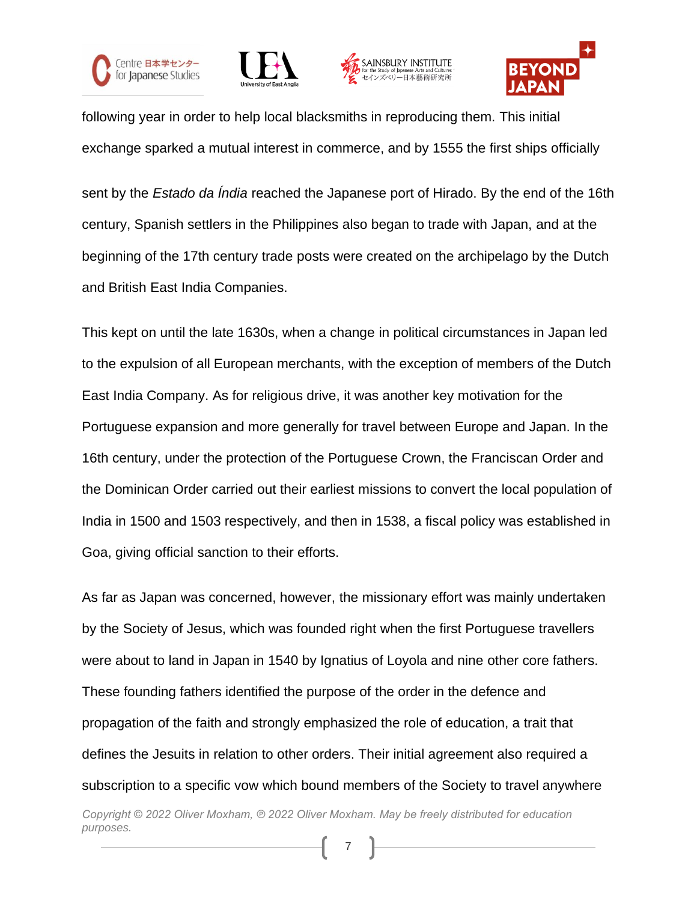following year in order to help local blacksmiths in reproducing them. This initial exchange sparked a mutual interest in commerce, and by 1555 the first ships officially sent by the *Estado da Índia* reached the Japanese port of Hirado. By the end of the 16th century, Spanish settlers in the Philippines also began to trade with Japan, and at the beginning of the 17th century trade posts were created on the archipelago by the Dutch and British East India Companies.

This kept on until the late 1630s, when a change in political circumstances in Japan led to the expulsion of all European merchants, with the exception of members of the Dutch East India Company. As for religious drive, it was another key motivation for the Portuguese expansion and more generally for travel between Europe and Japan. In the 16th century, under the protection of the Portuguese Crown, the Franciscan Order and the Dominican Order carried out their earliest missions to convert the local population of India in 1500 and 1503 respectively, and then in 1538, a fiscal policy was established in Goa, giving official sanction to their efforts.

As far as Japan was concerned, however, the missionary effort was mainly undertaken by the Society of Jesus, which was founded right when the first Portuguese travellers were about to land in Japan in 1540 by Ignatius of Loyola and nine other core fathers. These founding fathers identified the purpose of the order in the defence and propagation of the faith and strongly emphasized the role of education, a trait that defines the Jesuits in relation to other orders. Their initial agreement also required a subscription to a specific vow which bound members of the Society to travel anywhere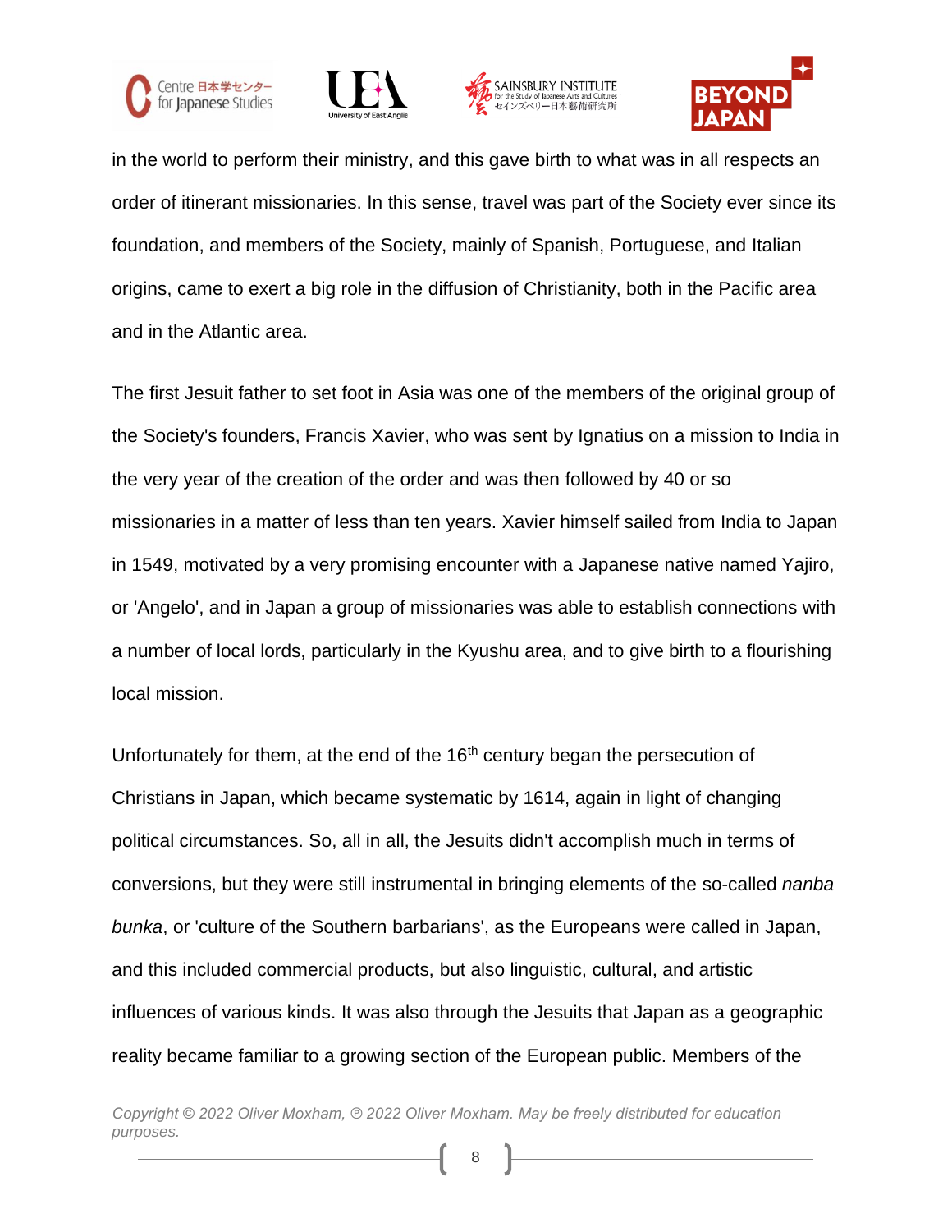in the world to perform their ministry, and this gave birth to what was in all respects an order of itinerant missionaries. In this sense, travel was part of the Society ever since its foundation, and members of the Society, mainly of Spanish, Portuguese, and Italian origins, came to exert a big role in the diffusion of Christianity, both in the Pacific area and in the Atlantic area.

The first Jesuit father to set foot in Asia was one of the members of the original group of the Society's founders, Francis Xavier, who was sent by Ignatius on a mission to India in the very year of the creation of the order and was then followed by 40 or so missionaries in a matter of less than ten years. Xavier himself sailed from India to Japan in 1549, motivated by a very promising encounter with a Japanese native named Yajiro, or 'Angelo', and in Japan a group of missionaries was able to establish connections with a number of local lords, particularly in the Kyushu area, and to give birth to a flourishing local mission.

Unfortunately for them, at the end of the 16th century began the persecution of Christians in Japan, which became systematic by 1614, again in light of changing political circumstances. So, all in all, the Jesuits didn't accomplish much in terms of conversions, but they were still instrumental in bringing elements of the so-called *nanba bunka*, or 'culture of the Southern barbarians', as the Europeans were called in Japan, and this included commercial products, but also linguistic, cultural, and artistic influences of various kinds. It was also through the Jesuits that Japan as a geographic reality became familiar to a growing section of the European public. Members of the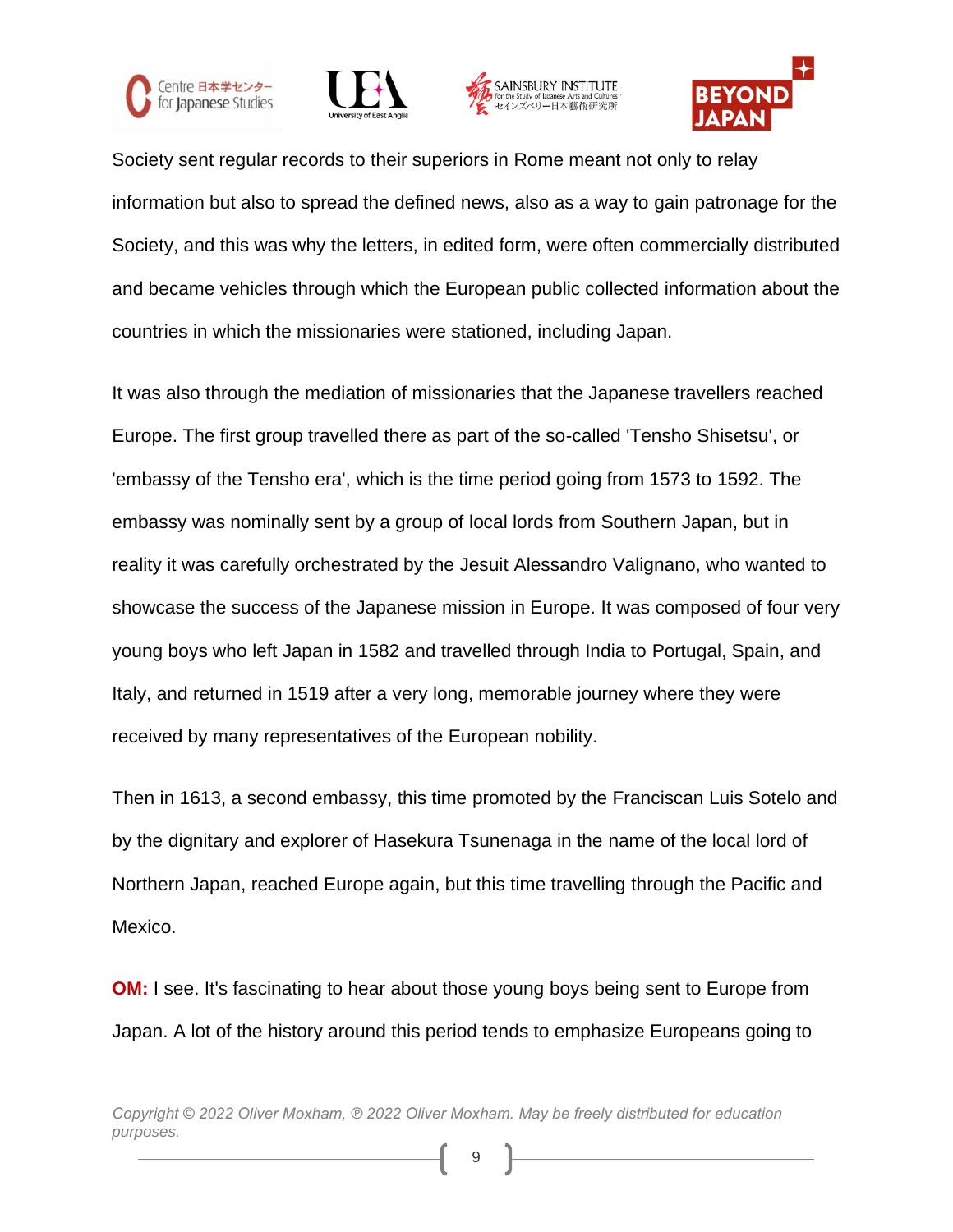Society sent regular records to their superiors in Rome meant not only to relay information but also to spread the defined news, also as a way to gain patronage for the Society, and this was why the letters, in edited form, were often commercially distributed and became vehicles through which the European public collected information about the countries in which the missionaries were stationed, including Japan.

It was also through the mediation of missionaries that the Japanese travellers reached Europe. The first group travelled there as part of the so-called 'Tensho Shisetsu', or 'embassy of the Tensho era', which is the time period going from 1573 to 1592. The embassy was nominally sent by a group of local lords from Southern Japan, but in reality it was carefully orchestrated by the Jesuit Alessandro Valignano, who wanted to showcase the success of the Japanese mission in Europe. It was composed of four very young boys who left Japan in 1582 and travelled through India to Portugal, Spain, and Italy, and returned in 1519 after a very long, memorable journey where they were received by many representatives of the European nobility.

Then in 1613, a second embassy, this time promoted by the Franciscan Luis Sotelo and by the dignitary and explorer of Hasekura Tsunenaga in the name of the local lord of Northern Japan, reached Europe again, but this time travelling through the Pacific and Mexico.

**OM:** I see. It's fascinating to hear about those young boys being sent to Europe from Japan. A lot of the history around this period tends to emphasize Europeans going to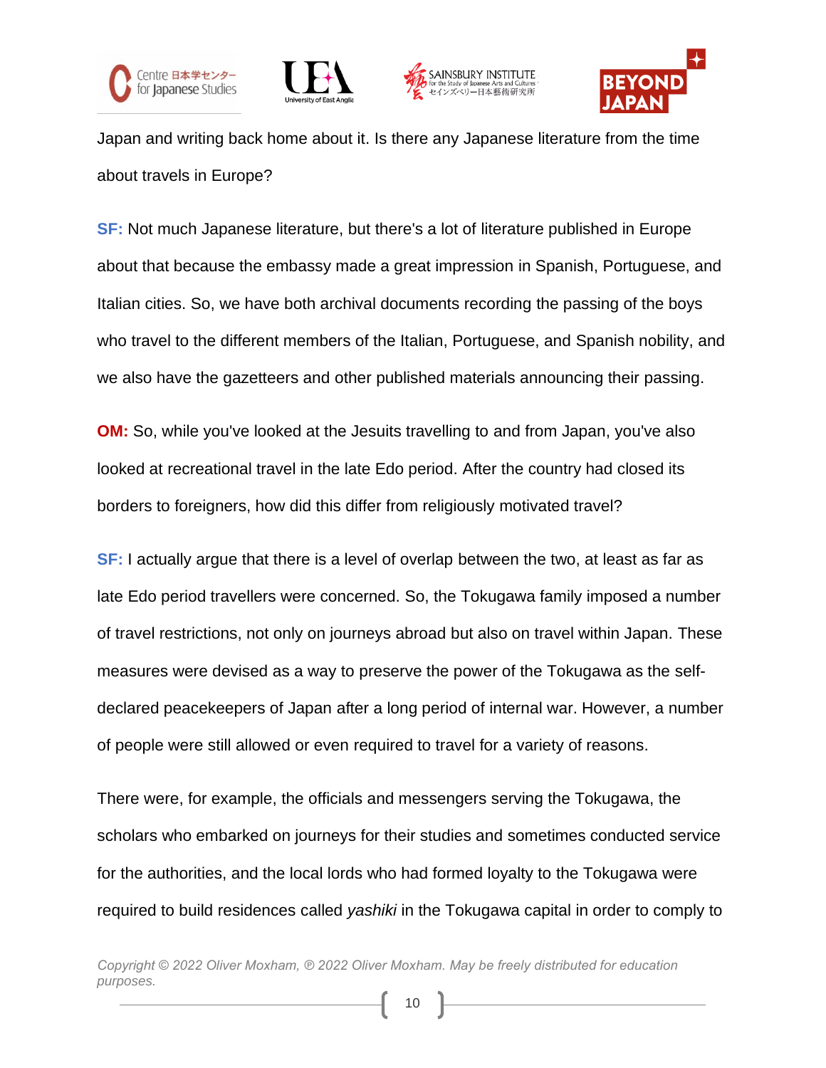Japan and writing back home about it. Is there any Japanese literature from the time about travels in Europe?

**SF:** Not much Japanese literature, but there's a lot of literature published in Europe about that because the embassy made a great impression in Spanish, Portuguese, and Italian cities. So, we have both archival documents recording the passing of the boys who travel to the different members of the Italian, Portuguese, and Spanish nobility, and we also have the gazetteers and other published materials announcing their passing.

**OM:** So, while you've looked at the Jesuits travelling to and from Japan, you've also looked at recreational travel in the late Edo period. After the country had closed its borders to foreigners, how did this differ from religiously motivated travel?

**SF:** I actually argue that there is a level of overlap between the two, at least as far as late Edo period travellers were concerned. So, the Tokugawa family imposed a number of travel restrictions, not only on journeys abroad but also on travel within Japan. These measures were devised as a way to preserve the power of the Tokugawa as the self-declared peacekeepers of Japan after a long period of internal war. However, a number of people were still allowed or even required to travel for a variety of reasons.

There were, for example, the officials and messengers serving the Tokugawa, the scholars who embarked on journeys for their studies and sometimes conducted service for the authorities, and the local lords who had formed loyalty to the Tokugawa were required to build residences called *yashiki* in the Tokugawa capital in order to comply to

*Copyright © 2022 Oliver Moxham, ℗ 2022 Oliver Moxham. May be freely distributed for education purposes.*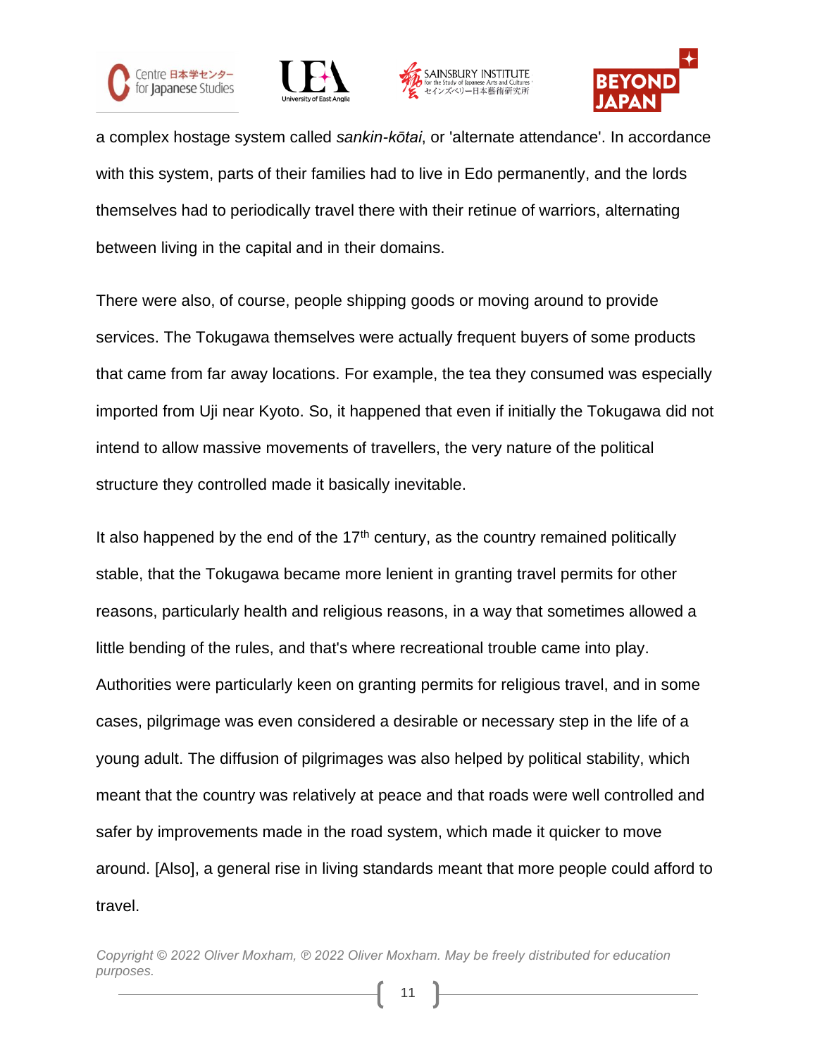a complex hostage system called *sankin-kōtai*, or 'alternate attendance'. In accordance with this system, parts of their families had to live in Edo permanently, and the lords themselves had to periodically travel there with their retinue of warriors, alternating between living in the capital and in their domains.

There were also, of course, people shipping goods or moving around to provide services. The Tokugawa themselves were actually frequent buyers of some products that came from far away locations. For example, the tea they consumed was especially imported from Uji near Kyoto. So, it happened that even if initially the Tokugawa did not intend to allow massive movements of travellers, the very nature of the political structure they controlled made it basically inevitable.

It also happened by the end of the 17th century, as the country remained politically stable, that the Tokugawa became more lenient in granting travel permits for other reasons, particularly health and religious reasons, in a way that sometimes allowed a little bending of the rules, and that's where recreational trouble came into play. Authorities were particularly keen on granting permits for religious travel, and in some cases, pilgrimage was even considered a desirable or necessary step in the life of a young adult. The diffusion of pilgrimages was also helped by political stability, which meant that the country was relatively at peace and that roads were well controlled and safer by improvements made in the road system, which made it quicker to move around. [Also], a general rise in living standards meant that more people could afford to travel.

*Copyright © 2022 Oliver Moxham, ℗ 2022 Oliver Moxham. May be freely distributed for education purposes.*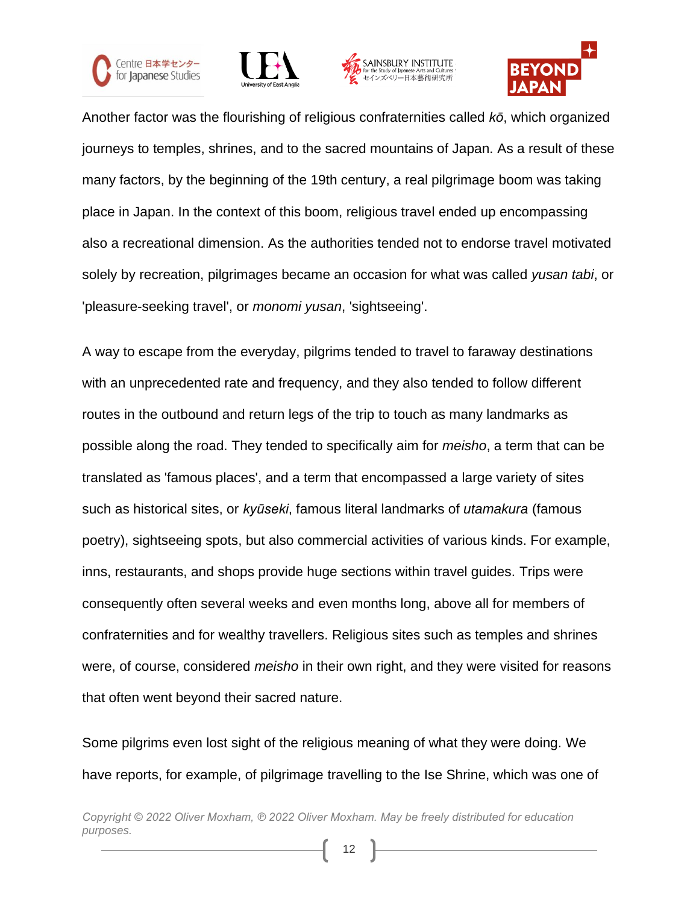Another factor was the flourishing of religious confraternities called *kō*, which organized journeys to temples, shrines, and to the sacred mountains of Japan. As a result of these many factors, by the beginning of the 19th century, a real pilgrimage boom was taking place in Japan. In the context of this boom, religious travel ended up encompassing also a recreational dimension. As the authorities tended not to endorse travel motivated solely by recreation, pilgrimages became an occasion for what was called *yusan tabi*, or 'pleasure-seeking travel', or *monomi yusan*, 'sightseeing'.

A way to escape from the everyday, pilgrims tended to travel to faraway destinations with an unprecedented rate and frequency, and they also tended to follow different routes in the outbound and return legs of the trip to touch as many landmarks as possible along the road. They tended to specifically aim for *meisho*, a term that can be translated as 'famous places', and a term that encompassed a large variety of sites such as historical sites, or *kyūseki*, famous literal landmarks of *utamakura* (famous poetry), sightseeing spots, but also commercial activities of various kinds. For example, inns, restaurants, and shops provide huge sections within travel guides. Trips were consequently often several weeks and even months long, above all for members of confraternities and for wealthy travellers. Religious sites such as temples and shrines were, of course, considered *meisho* in their own right, and they were visited for reasons that often went beyond their sacred nature.

Some pilgrims even lost sight of the religious meaning of what they were doing. We have reports, for example, of pilgrimage travelling to the Ise Shrine, which was one of

*Copyright © 2022 Oliver Moxham, ℗ 2022 Oliver Moxham. May be freely distributed for education purposes.*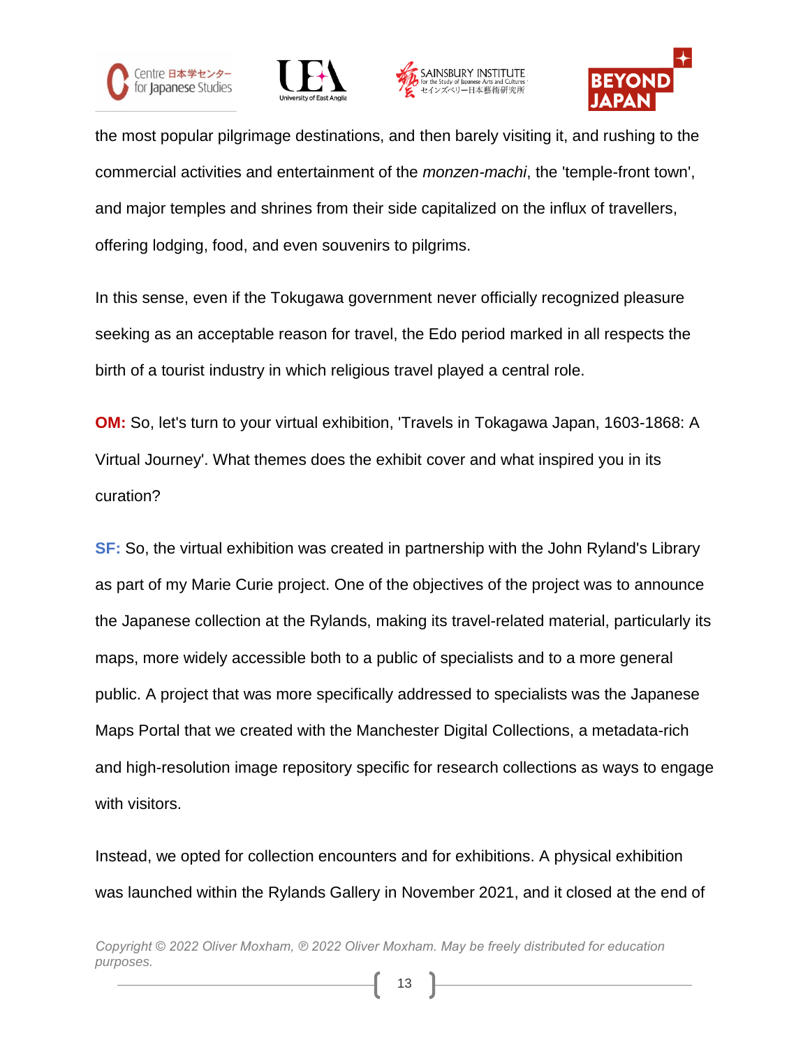the most popular pilgrimage destinations, and then barely visiting it, and rushing to the commercial activities and entertainment of the *monzen-machi*, the 'temple-front town', and major temples and shrines from their side capitalized on the influx of travellers, offering lodging, food, and even souvenirs to pilgrims.

In this sense, even if the Tokugawa government never officially recognized pleasure seeking as an acceptable reason for travel, the Edo period marked in all respects the birth of a tourist industry in which religious travel played a central role.

**OM:** So, let's turn to your virtual exhibition, 'Travels in Tokagawa Japan, 1603-1868: A Virtual Journey'. What themes does the exhibit cover and what inspired you in its curation?

**SF:** So, the virtual exhibition was created in partnership with the John Ryland's Library as part of my Marie Curie project. One of the objectives of the project was to announce the Japanese collection at the Rylands, making its travel-related material, particularly its maps, more widely accessible both to a public of specialists and to a more general public. A project that was more specifically addressed to specialists was the Japanese Maps Portal that we created with the Manchester Digital Collections, a metadata-rich and high-resolution image repository specific for research collections as ways to engage with visitors.

Instead, we opted for collection encounters and for exhibitions. A physical exhibition was launched within the Rylands Gallery in November 2021, and it closed at the end of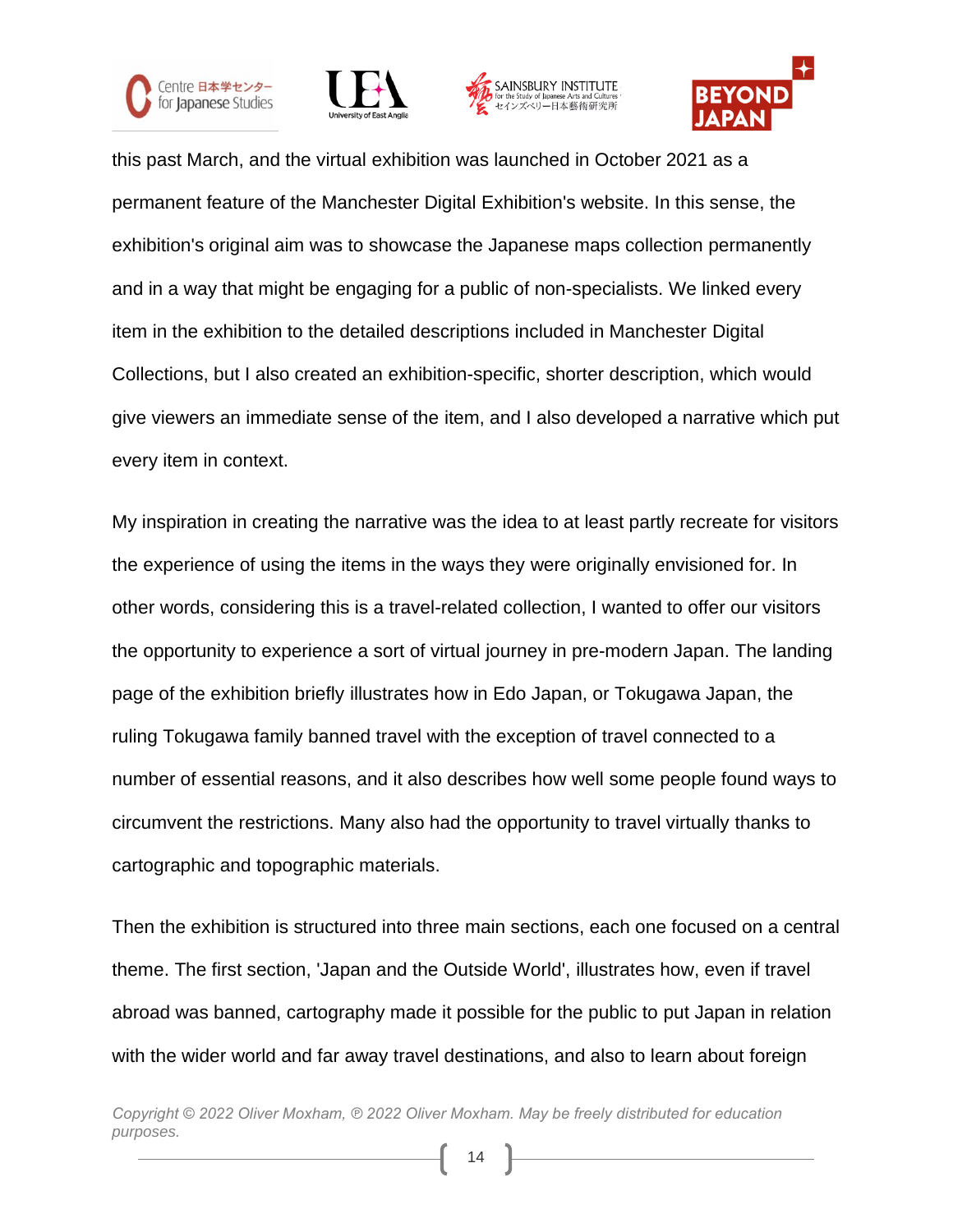this past March, and the virtual exhibition was launched in October 2021 as a permanent feature of the Manchester Digital Exhibition's website. In this sense, the exhibition's original aim was to showcase the Japanese maps collection permanently and in a way that might be engaging for a public of non-specialists. We linked every item in the exhibition to the detailed descriptions included in Manchester Digital Collections, but I also created an exhibition-specific, shorter description, which would give viewers an immediate sense of the item, and I also developed a narrative which put every item in context.

My inspiration in creating the narrative was the idea to at least partly recreate for visitors the experience of using the items in the ways they were originally envisioned for. In other words, considering this is a travel-related collection, I wanted to offer our visitors the opportunity to experience a sort of virtual journey in pre-modern Japan. The landing page of the exhibition briefly illustrates how in Edo Japan, or Tokugawa Japan, the ruling Tokugawa family banned travel with the exception of travel connected to a number of essential reasons, and it also describes how well some people found ways to circumvent the restrictions. Many also had the opportunity to travel virtually thanks to cartographic and topographic materials.

Then the exhibition is structured into three main sections, each one focused on a central theme. The first section, 'Japan and the Outside World', illustrates how, even if travel abroad was banned, cartography made it possible for the public to put Japan in relation with the wider world and far away travel destinations, and also to learn about foreign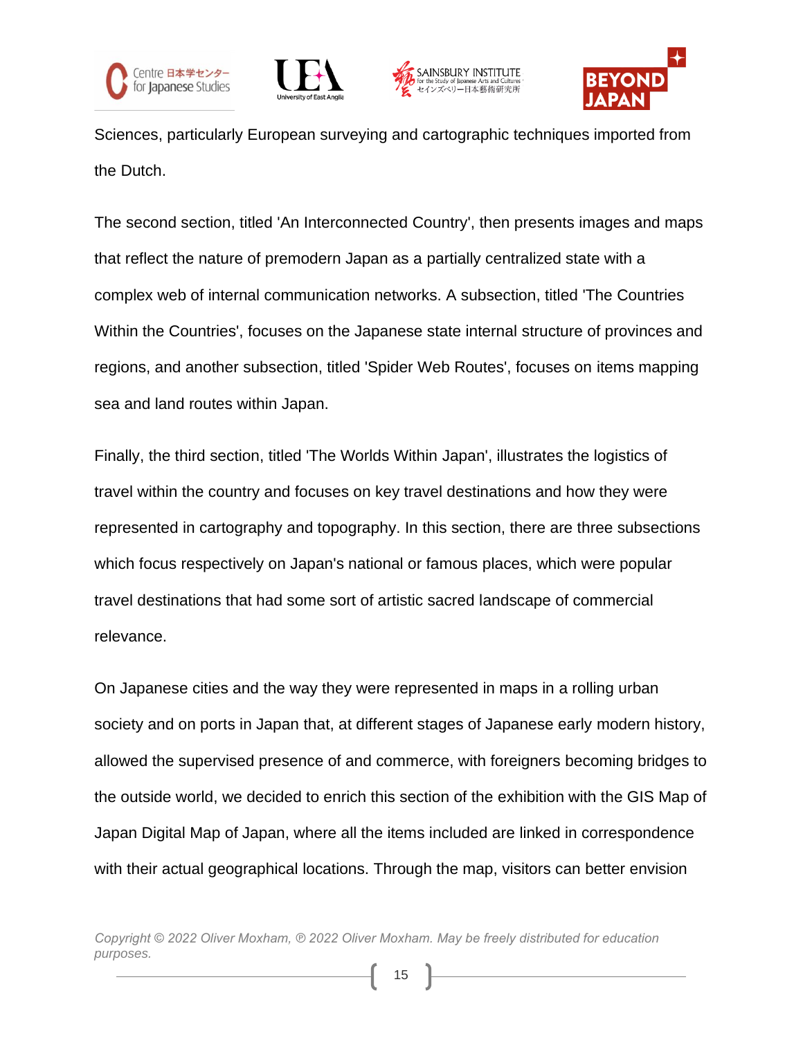Sciences, particularly European surveying and cartographic techniques imported from the Dutch.

The second section, titled 'An Interconnected Country', then presents images and maps that reflect the nature of premodern Japan as a partially centralized state with a complex web of internal communication networks. A subsection, titled 'The Countries Within the Countries', focuses on the Japanese state internal structure of provinces and regions, and another subsection, titled 'Spider Web Routes', focuses on items mapping sea and land routes within Japan.

Finally, the third section, titled 'The Worlds Within Japan', illustrates the logistics of travel within the country and focuses on key travel destinations and how they were represented in cartography and topography. In this section, there are three subsections which focus respectively on Japan's national or famous places, which were popular travel destinations that had some sort of artistic sacred landscape of commercial relevance.

On Japanese cities and the way they were represented in maps in a rolling urban society and on ports in Japan that, at different stages of Japanese early modern history, allowed the supervised presence of and commerce, with foreigners becoming bridges to the outside world, we decided to enrich this section of the exhibition with the GIS Map of Japan Digital Map of Japan, where all the items included are linked in correspondence with their actual geographical locations. Through the map, visitors can better envision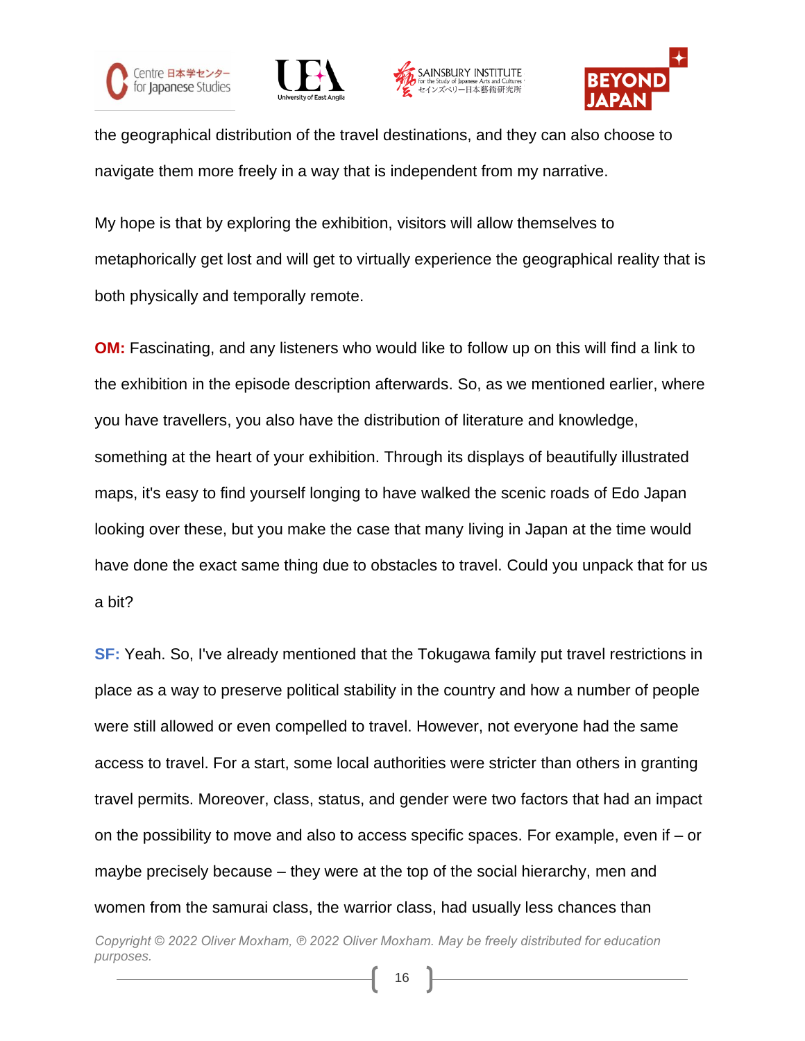the geographical distribution of the travel destinations, and they can also choose to navigate them more freely in a way that is independent from my narrative.

My hope is that by exploring the exhibition, visitors will allow themselves to metaphorically get lost and will get to virtually experience the geographical reality that is both physically and temporally remote.

**OM:** Fascinating, and any listeners who would like to follow up on this will find a link to the exhibition in the episode description afterwards. So, as we mentioned earlier, where you have travellers, you also have the distribution of literature and knowledge, something at the heart of your exhibition. Through its displays of beautifully illustrated maps, it's easy to find yourself longing to have walked the scenic roads of Edo Japan looking over these, but you make the case that many living in Japan at the time would have done the exact same thing due to obstacles to travel. Could you unpack that for us a bit?

**SF:** Yeah. So, I've already mentioned that the Tokugawa family put travel restrictions in place as a way to preserve political stability in the country and how a number of people were still allowed or even compelled to travel. However, not everyone had the same access to travel. For a start, some local authorities were stricter than others in granting travel permits. Moreover, class, status, and gender were two factors that had an impact on the possibility to move and also to access specific spaces. For example, even if – or maybe precisely because – they were at the top of the social hierarchy, men and women from the samurai class, the warrior class, had usually less chances than

*Copyright © 2022 Oliver Moxham, ℗ 2022 Oliver Moxham. May be freely distributed for education purposes.*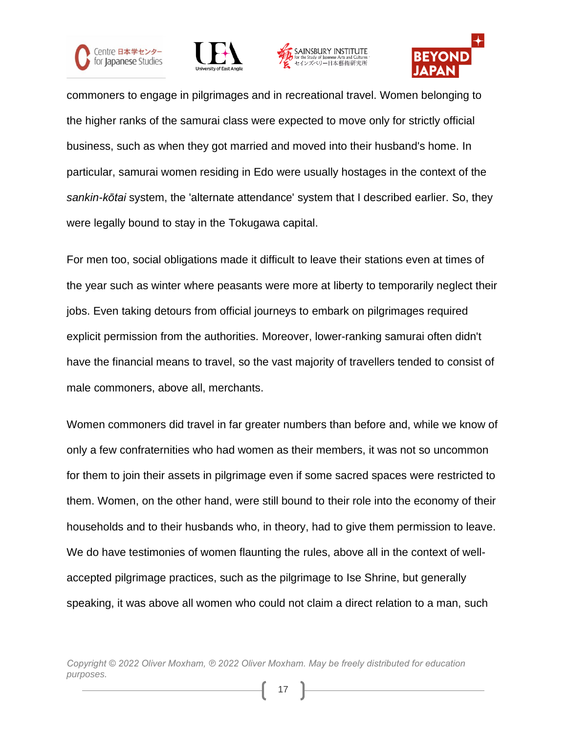commoners to engage in pilgrimages and in recreational travel. Women belonging to the higher ranks of the samurai class were expected to move only for strictly official business, such as when they got married and moved into their husband's home. In particular, samurai women residing in Edo were usually hostages in the context of the *sankin-kōtai* system, the 'alternate attendance' system that I described earlier. So, they were legally bound to stay in the Tokugawa capital.

For men too, social obligations made it difficult to leave their stations even at times of the year such as winter where peasants were more at liberty to temporarily neglect their jobs. Even taking detours from official journeys to embark on pilgrimages required explicit permission from the authorities. Moreover, lower-ranking samurai often didn't have the financial means to travel, so the vast majority of travellers tended to consist of male commoners, above all, merchants.

Women commoners did travel in far greater numbers than before and, while we know of only a few confraternities who had women as their members, it was not so uncommon for them to join their assets in pilgrimage even if some sacred spaces were restricted to them. Women, on the other hand, were still bound to their role into the economy of their households and to their husbands who, in theory, had to give them permission to leave. We do have testimonies of women flaunting the rules, above all in the context of well-accepted pilgrimage practices, such as the pilgrimage to Ise Shrine, but generally speaking, it was above all women who could not claim a direct relation to a man, such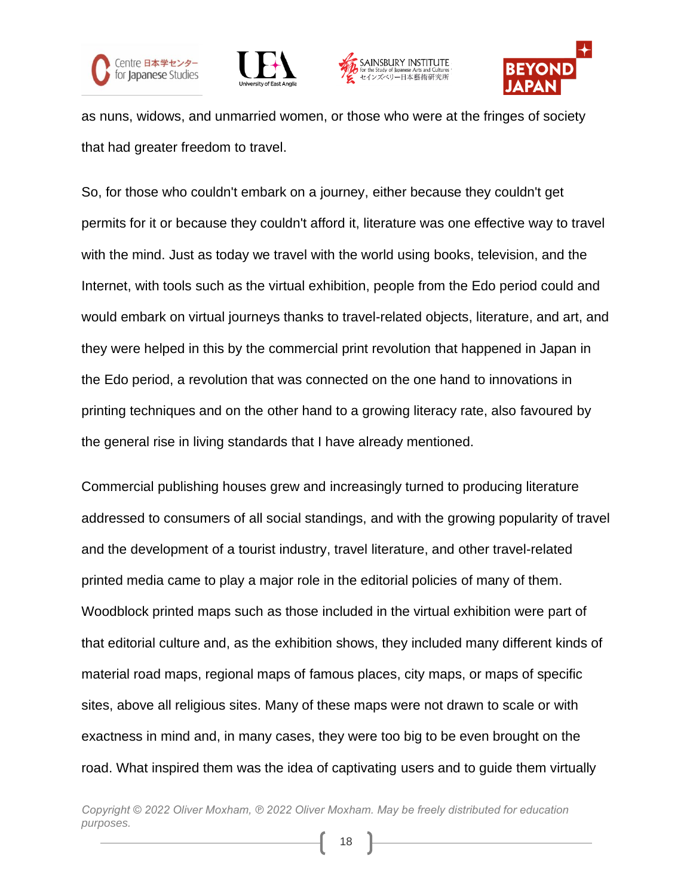as nuns, widows, and unmarried women, or those who were at the fringes of society that had greater freedom to travel.

So, for those who couldn't embark on a journey, either because they couldn't get permits for it or because they couldn't afford it, literature was one effective way to travel with the mind. Just as today we travel with the world using books, television, and the Internet, with tools such as the virtual exhibition, people from the Edo period could and would embark on virtual journeys thanks to travel-related objects, literature, and art, and they were helped in this by the commercial print revolution that happened in Japan in the Edo period, a revolution that was connected on the one hand to innovations in printing techniques and on the other hand to a growing literacy rate, also favoured by the general rise in living standards that I have already mentioned.

Commercial publishing houses grew and increasingly turned to producing literature addressed to consumers of all social standings, and with the growing popularity of travel and the development of a tourist industry, travel literature, and other travel-related printed media came to play a major role in the editorial policies of many of them. Woodblock printed maps such as those included in the virtual exhibition were part of that editorial culture and, as the exhibition shows, they included many different kinds of material road maps, regional maps of famous places, city maps, or maps of specific sites, above all religious sites. Many of these maps were not drawn to scale or with exactness in mind and, in many cases, they were too big to be even brought on the road. What inspired them was the idea of captivating users and to guide them virtually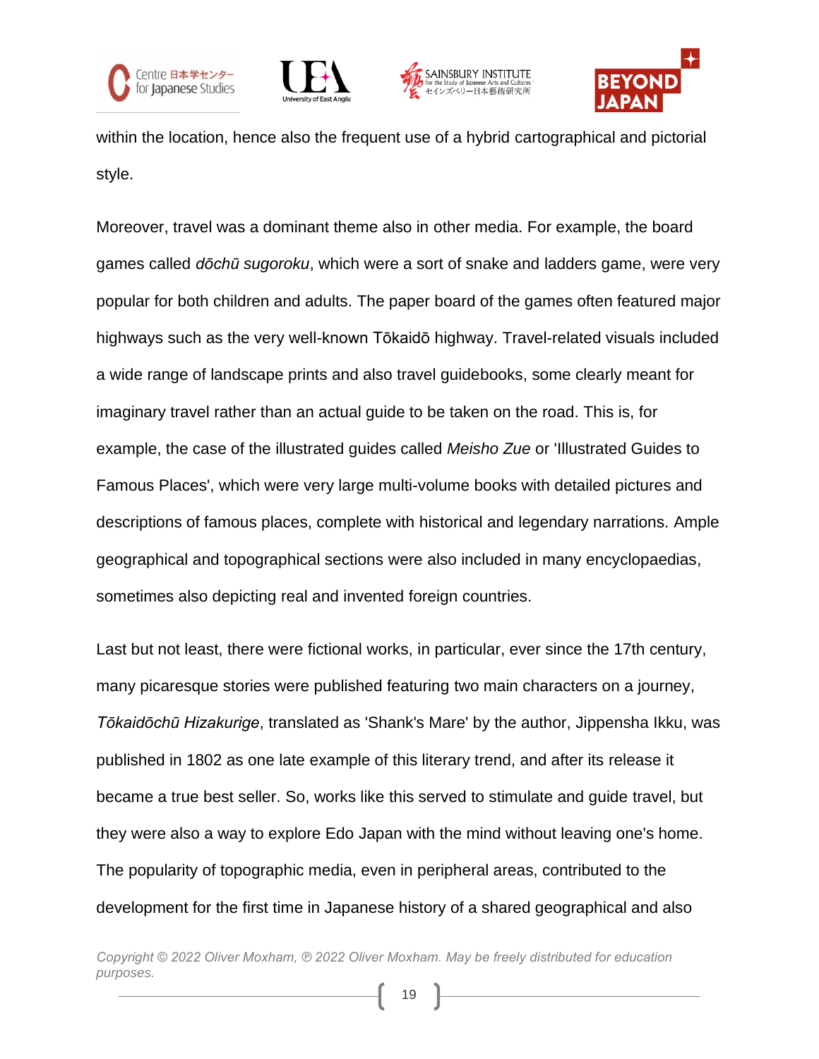within the location, hence also the frequent use of a hybrid cartographical and pictorial style.

Moreover, travel was a dominant theme also in other media. For example, the board games called *dōchū sugoroku*, which were a sort of snake and ladders game, were very popular for both children and adults. The paper board of the games often featured major highways such as the very well-known Tōkaidō highway. Travel-related visuals included a wide range of landscape prints and also travel guidebooks, some clearly meant for imaginary travel rather than an actual guide to be taken on the road. This is, for example, the case of the illustrated guides called *Meisho Zue* or 'Illustrated Guides to Famous Places', which were very large multi-volume books with detailed pictures and descriptions of famous places, complete with historical and legendary narrations. Ample geographical and topographical sections were also included in many encyclopaedias, sometimes also depicting real and invented foreign countries.

Last but not least, there were fictional works, in particular, ever since the 17th century, many picaresque stories were published featuring two main characters on a journey, *Tōkaidōchū Hizakurige*, translated as 'Shank's Mare' by the author, Jippensha Ikku, was published in 1802 as one late example of this literary trend, and after its release it became a true best seller. So, works like this served to stimulate and guide travel, but they were also a way to explore Edo Japan with the mind without leaving one's home. The popularity of topographic media, even in peripheral areas, contributed to the development for the first time in Japanese history of a shared geographical and also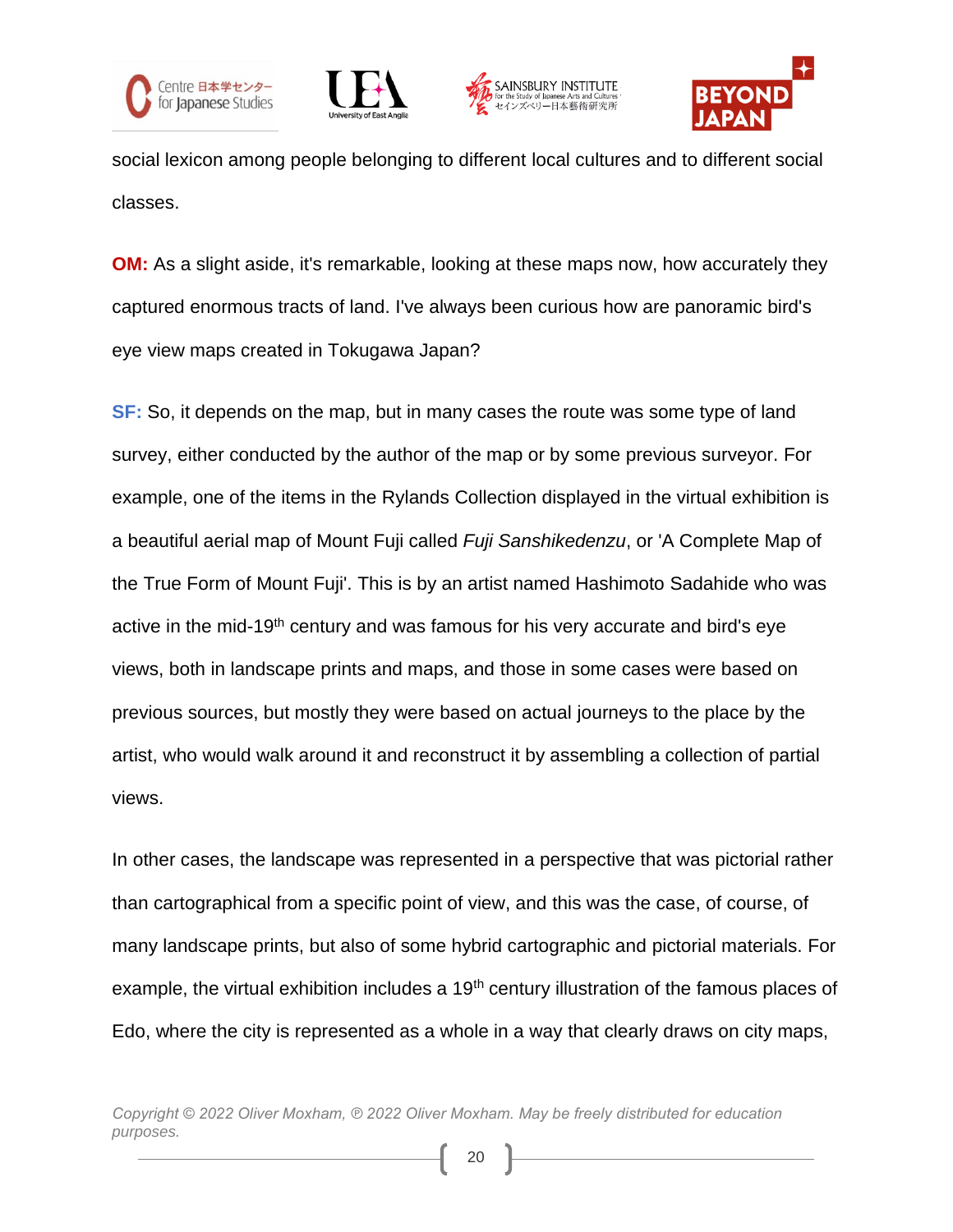social lexicon among people belonging to different local cultures and to different social classes.

**OM:** As a slight aside, it's remarkable, looking at these maps now, how accurately they captured enormous tracts of land. I've always been curious how are panoramic bird's eye view maps created in Tokugawa Japan?

**SF:** So, it depends on the map, but in many cases the route was some type of land survey, either conducted by the author of the map or by some previous surveyor. For example, one of the items in the Rylands Collection displayed in the virtual exhibition is a beautiful aerial map of Mount Fuji called *Fuji Sanshikedenzu*, or 'A Complete Map of the True Form of Mount Fuji'. This is by an artist named Hashimoto Sadahide who was active in the mid-19th century and was famous for his very accurate and bird's eye views, both in landscape prints and maps, and those in some cases were based on previous sources, but mostly they were based on actual journeys to the place by the artist, who would walk around it and reconstruct it by assembling a collection of partial views.

In other cases, the landscape was represented in a perspective that was pictorial rather than cartographical from a specific point of view, and this was the case, of course, of many landscape prints, but also of some hybrid cartographic and pictorial materials. For example, the virtual exhibition includes a 19th century illustration of the famous places of Edo, where the city is represented as a whole in a way that clearly draws on city maps,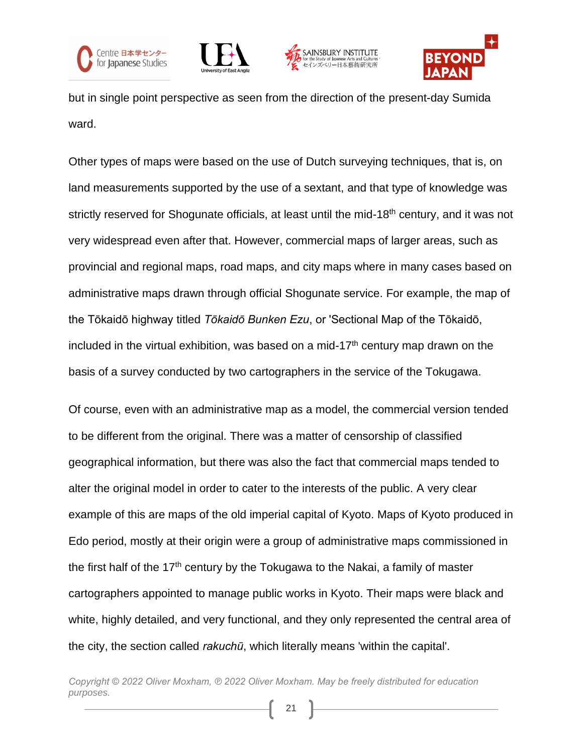but in single point perspective as seen from the direction of the present-day Sumida ward.

Other types of maps were based on the use of Dutch surveying techniques, that is, on land measurements supported by the use of a sextant, and that type of knowledge was strictly reserved for Shogunate officials, at least until the mid-18th century, and it was not very widespread even after that. However, commercial maps of larger areas, such as provincial and regional maps, road maps, and city maps where in many cases based on administrative maps drawn through official Shogunate service. For example, the map of the Tōkaidō highway titled *Tōkaidō Bunken Ezu*, or 'Sectional Map of the Tōkaidō, included in the virtual exhibition, was based on a mid-17th century map drawn on the basis of a survey conducted by two cartographers in the service of the Tokugawa.

Of course, even with an administrative map as a model, the commercial version tended to be different from the original. There was a matter of censorship of classified geographical information, but there was also the fact that commercial maps tended to alter the original model in order to cater to the interests of the public. A very clear example of this are maps of the old imperial capital of Kyoto. Maps of Kyoto produced in Edo period, mostly at their origin were a group of administrative maps commissioned in the first half of the 17th century by the Tokugawa to the Nakai, a family of master cartographers appointed to manage public works in Kyoto. Their maps were black and white, highly detailed, and very functional, and they only represented the central area of the city, the section called *rakuchū*, which literally means 'within the capital'.

*Copyright © 2022 Oliver Moxham, ℗ 2022 Oliver Moxham. May be freely distributed for education purposes.*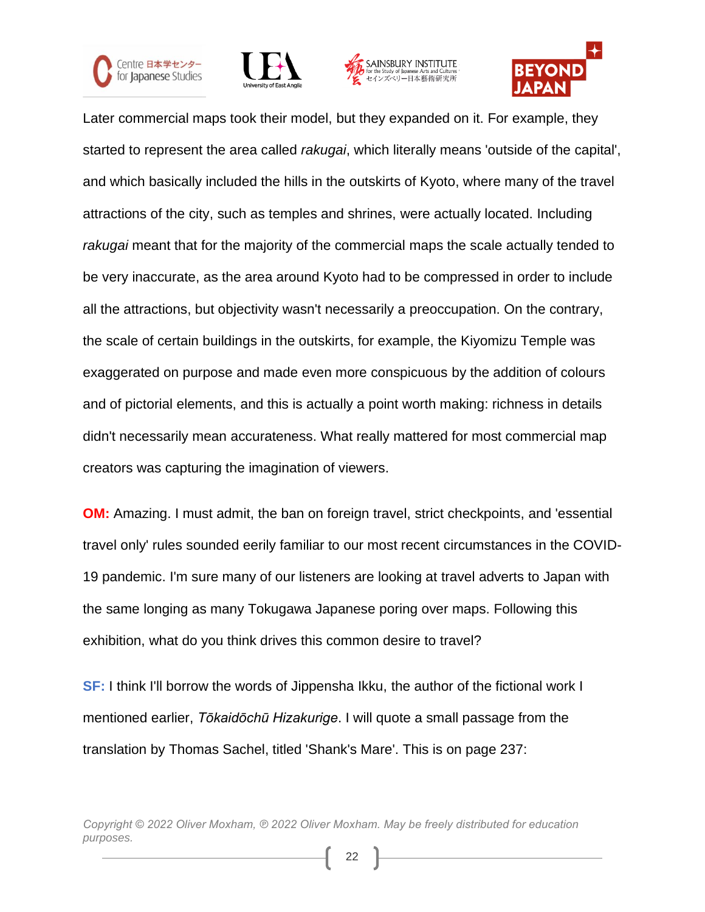Later commercial maps took their model, but they expanded on it. For example, they started to represent the area called *rakugai*, which literally means 'outside of the capital', and which basically included the hills in the outskirts of Kyoto, where many of the travel attractions of the city, such as temples and shrines, were actually located. Including *rakugai* meant that for the majority of the commercial maps the scale actually tended to be very inaccurate, as the area around Kyoto had to be compressed in order to include all the attractions, but objectivity wasn't necessarily a preoccupation. On the contrary, the scale of certain buildings in the outskirts, for example, the Kiyomizu Temple was exaggerated on purpose and made even more conspicuous by the addition of colours and of pictorial elements, and this is actually a point worth making: richness in details didn't necessarily mean accurateness. What really mattered for most commercial map creators was capturing the imagination of viewers.

**OM:** Amazing. I must admit, the ban on foreign travel, strict checkpoints, and 'essential travel only' rules sounded eerily familiar to our most recent circumstances in the COVID-19 pandemic. I'm sure many of our listeners are looking at travel adverts to Japan with the same longing as many Tokugawa Japanese poring over maps. Following this exhibition, what do you think drives this common desire to travel?

**SF:** I think I'll borrow the words of Jippensha Ikku, the author of the fictional work I mentioned earlier, *Tōkaidōchū Hizakurige*. I will quote a small passage from the translation by Thomas Sachel, titled 'Shank's Mare'. This is on page 237: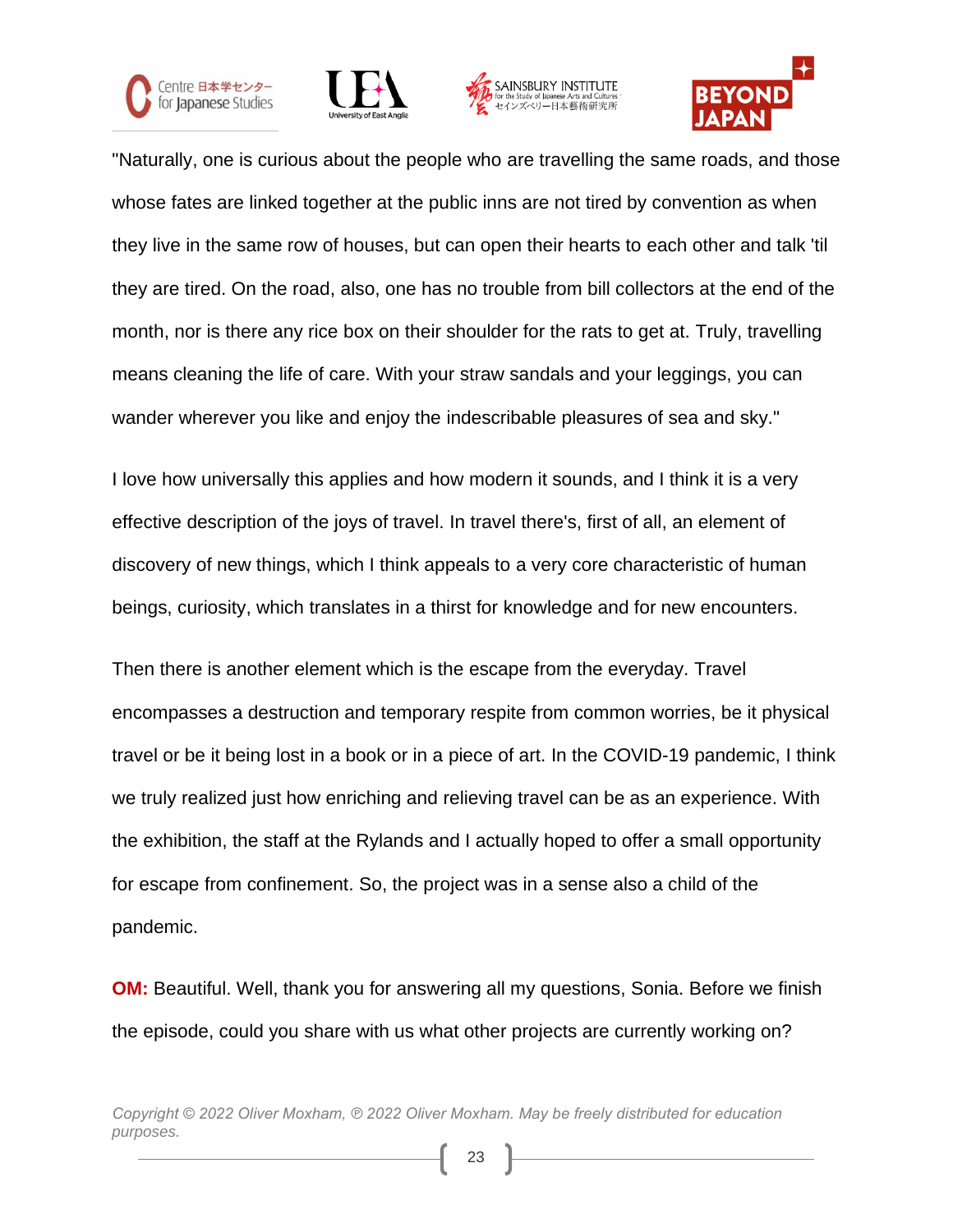"Naturally, one is curious about the people who are travelling the same roads, and those whose fates are linked together at the public inns are not tired by convention as when they live in the same row of houses, but can open their hearts to each other and talk 'til they are tired. On the road, also, one has no trouble from bill collectors at the end of the month, nor is there any rice box on their shoulder for the rats to get at. Truly, travelling means cleaning the life of care. With your straw sandals and your leggings, you can wander wherever you like and enjoy the indescribable pleasures of sea and sky."

I love how universally this applies and how modern it sounds, and I think it is a very effective description of the joys of travel. In travel there's, first of all, an element of discovery of new things, which I think appeals to a very core characteristic of human beings, curiosity, which translates in a thirst for knowledge and for new encounters.

Then there is another element which is the escape from the everyday. Travel encompasses a destruction and temporary respite from common worries, be it physical travel or be it being lost in a book or in a piece of art. In the COVID-19 pandemic, I think we truly realized just how enriching and relieving travel can be as an experience. With the exhibition, the staff at the Rylands and I actually hoped to offer a small opportunity for escape from confinement. So, the project was in a sense also a child of the pandemic.

**OM:** Beautiful. Well, thank you for answering all my questions, Sonia. Before we finish the episode, could you share with us what other projects are currently working on?

*Copyright © 2022 Oliver Moxham, ℗ 2022 Oliver Moxham. May be freely distributed for education purposes.*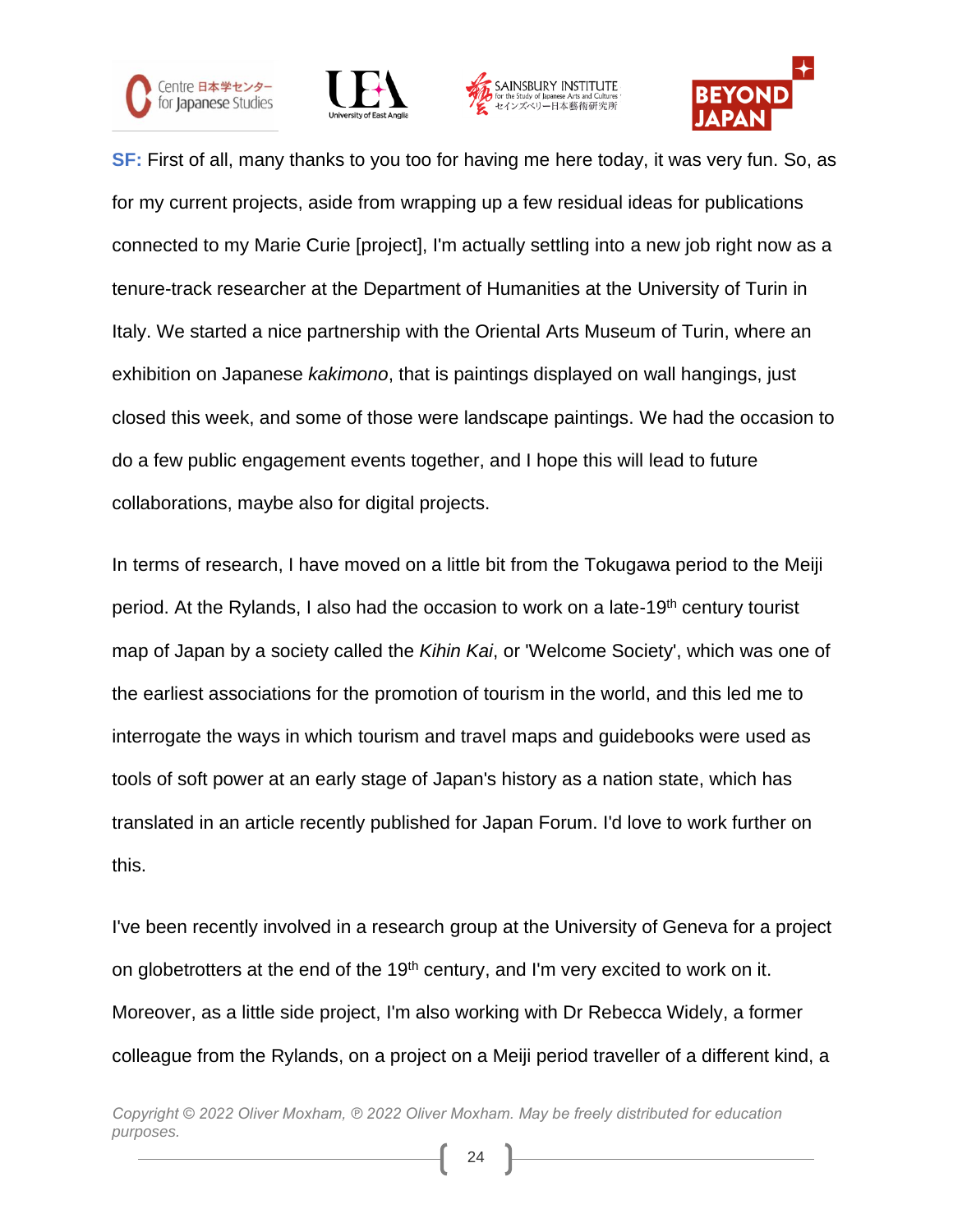**SF:** First of all, many thanks to you too for having me here today, it was very fun. So, as for my current projects, aside from wrapping up a few residual ideas for publications connected to my Marie Curie [project], I'm actually settling into a new job right now as a tenure-track researcher at the Department of Humanities at the University of Turin in Italy. We started a nice partnership with the Oriental Arts Museum of Turin, where an exhibition on Japanese *kakimono*, that is paintings displayed on wall hangings, just closed this week, and some of those were landscape paintings. We had the occasion to do a few public engagement events together, and I hope this will lead to future collaborations, maybe also for digital projects.

In terms of research, I have moved on a little bit from the Tokugawa period to the Meiji period. At the Rylands, I also had the occasion to work on a late-19th century tourist map of Japan by a society called the *Kihin Kai*, or 'Welcome Society', which was one of the earliest associations for the promotion of tourism in the world, and this led me to interrogate the ways in which tourism and travel maps and guidebooks were used as tools of soft power at an early stage of Japan's history as a nation state, which has translated in an article recently published for Japan Forum. I'd love to work further on this.

I've been recently involved in a research group at the University of Geneva for a project on globetrotters at the end of the 19th century, and I'm very excited to work on it. Moreover, as a little side project, I'm also working with Dr Rebecca Widely, a former colleague from the Rylands, on a project on a Meiji period traveller of a different kind, a

*Copyright © 2022 Oliver Moxham, ℗ 2022 Oliver Moxham. May be freely distributed for education purposes.*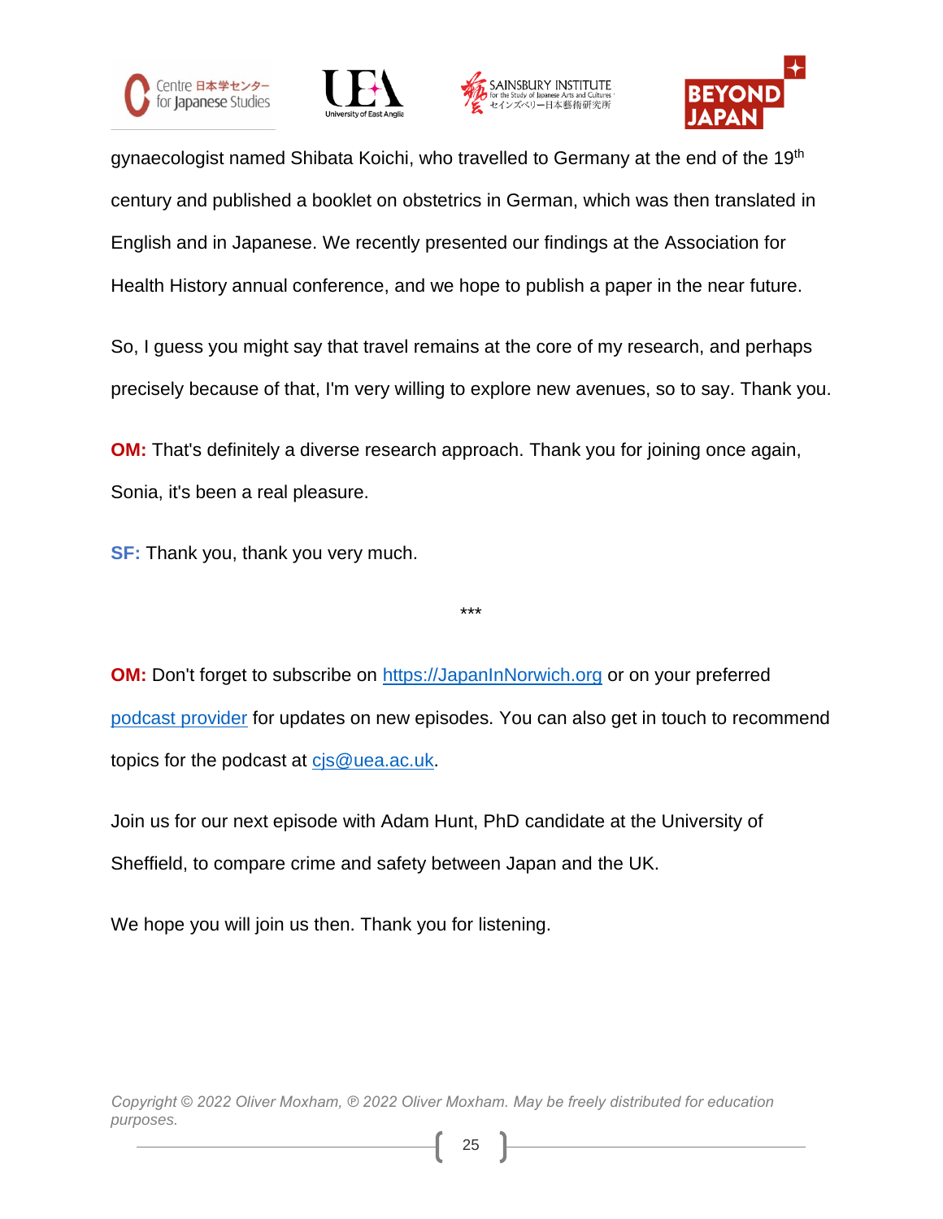gynaecologist named Shibata Koichi, who travelled to Germany at the end of the 19th century and published a booklet on obstetrics in German, which was then translated in English and in Japanese. We recently presented our findings at the Association for Health History annual conference, and we hope to publish a paper in the near future.

So, I guess you might say that travel remains at the core of my research, and perhaps precisely because of that, I'm very willing to explore new avenues, so to say. Thank you.

**OM:** That's definitely a diverse research approach. Thank you for joining once again, Sonia, it's been a real pleasure.

**SF:** Thank you, thank you very much.

***

**OM:** Don't forget to subscribe on [https://JapanInNorwich.org](https://JapanInNorwich.org) or on your preferred [podcast provider](#) for updates on new episodes. You can also get in touch to recommend topics for the podcast at [cjs@uea.ac.uk](mailto:cjs@uea.ac.uk).

Join us for our next episode with Adam Hunt, PhD candidate at the University of Sheffield, to compare crime and safety between Japan and the UK.

We hope you will join us then. Thank you for listening.

*Copyright © 2022 Oliver Moxham, ℗ 2022 Oliver Moxham. May be freely distributed for education purposes.*